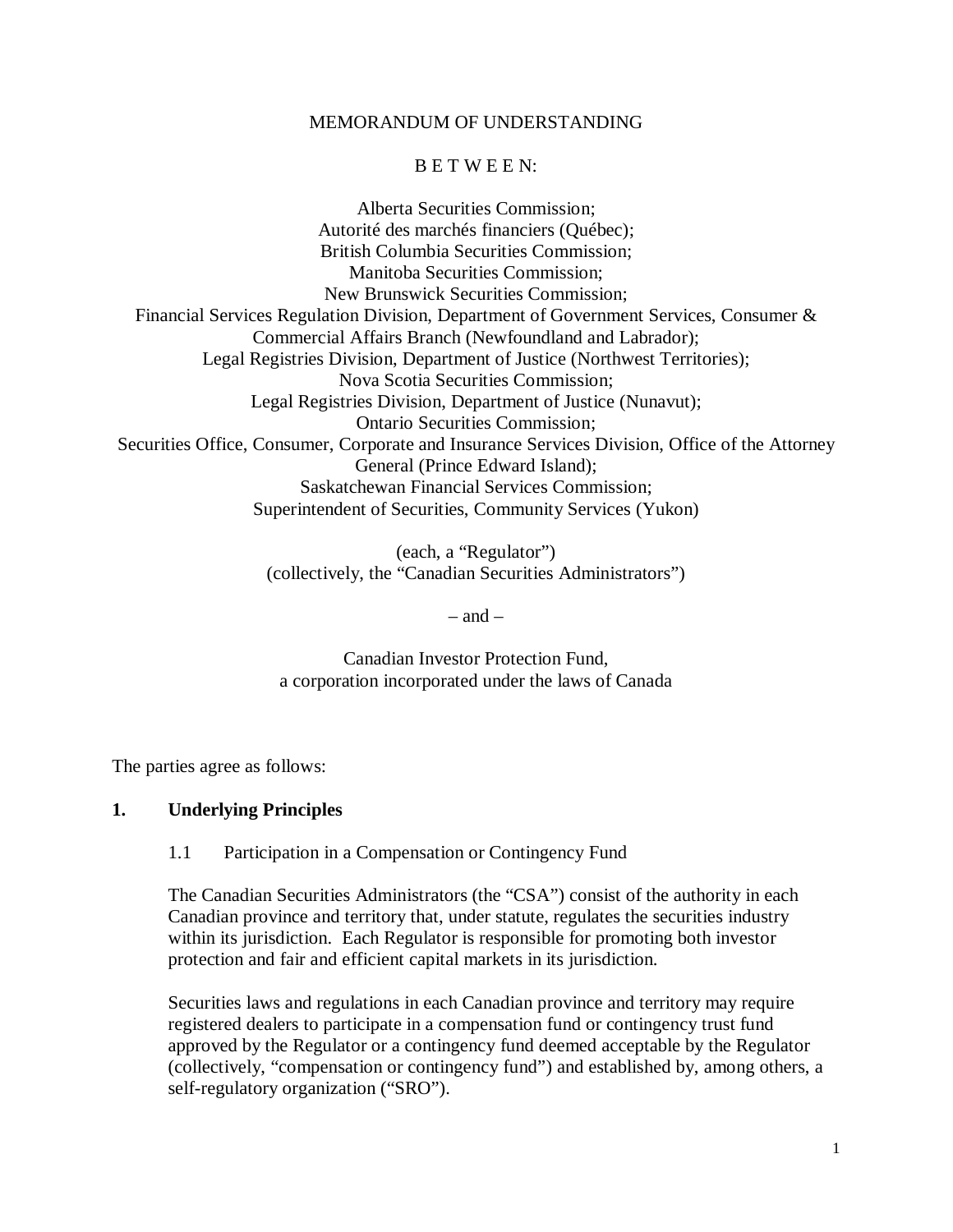MEMORANDUM OF UNDERSTANDING

B E T W E E N:

Alberta Securities Commission;
Autorité des marchés financiers (Québec);
British Columbia Securities Commission;
Manitoba Securities Commission;
New Brunswick Securities Commission;
Financial Services Regulation Division, Department of Government Services, Consumer & Commercial Affairs Branch (Newfoundland and Labrador);
Legal Registries Division, Department of Justice (Northwest Territories);
Nova Scotia Securities Commission;
Legal Registries Division, Department of Justice (Nunavut);
Ontario Securities Commission;
Securities Office, Consumer, Corporate and Insurance Services Division, Office of the Attorney General (Prince Edward Island);
Saskatchewan Financial Services Commission;
Superintendent of Securities, Community Services (Yukon)

(each, a “Regulator”)
(collectively, the “Canadian Securities Administrators”)

– and –

Canadian Investor Protection Fund,
a corporation incorporated under the laws of Canada

The parties agree as follows:

## 1. Underlying Principles

### 1.1 Participation in a Compensation or Contingency Fund

The Canadian Securities Administrators (the “CSA”) consist of the authority in each Canadian province and territory that, under statute, regulates the securities industry within its jurisdiction. Each Regulator is responsible for promoting both investor protection and fair and efficient capital markets in its jurisdiction.

Securities laws and regulations in each Canadian province and territory may require registered dealers to participate in a compensation fund or contingency trust fund approved by the Regulator or a contingency fund deemed acceptable by the Regulator (collectively, “compensation or contingency fund”) and established by, among others, a self-regulatory organization (“SRO”).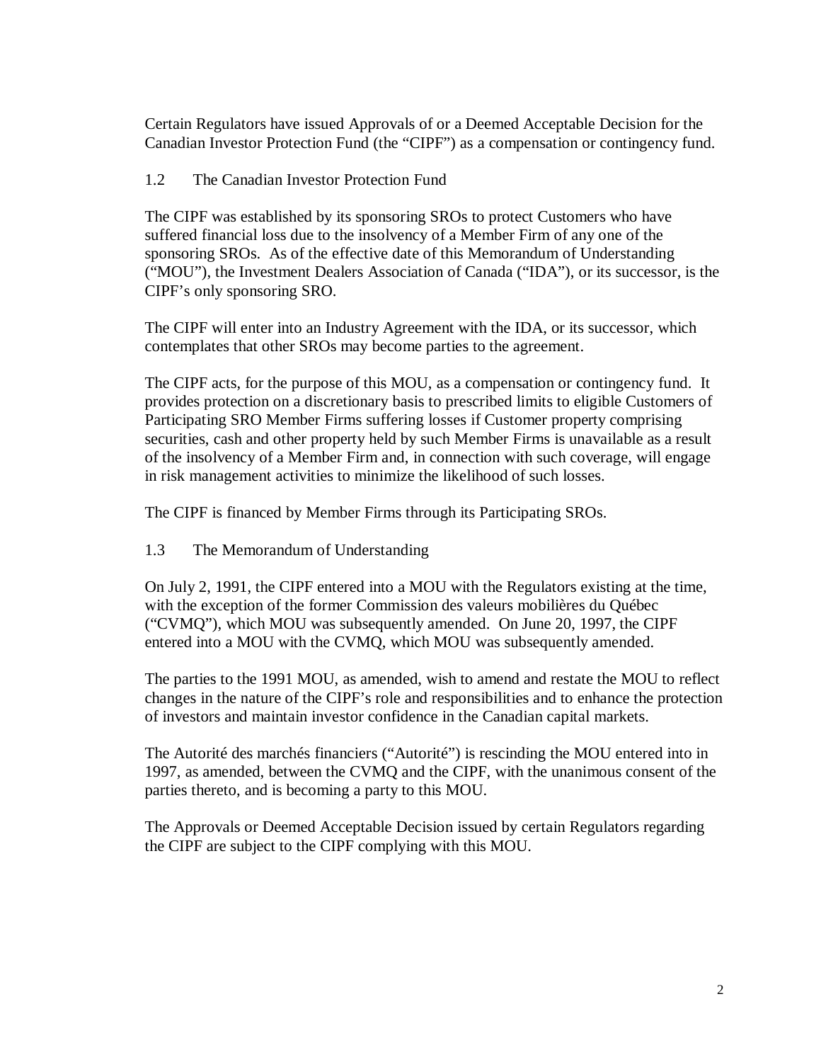Certain Regulators have issued Approvals of or a Deemed Acceptable Decision for the Canadian Investor Protection Fund (the "CIPF") as a compensation or contingency fund.

## 1.2 The Canadian Investor Protection Fund

The CIPF was established by its sponsoring SROs to protect Customers who have suffered financial loss due to the insolvency of a Member Firm of any one of the sponsoring SROs. As of the effective date of this Memorandum of Understanding ("MOU"), the Investment Dealers Association of Canada ("IDA"), or its successor, is the CIPF's only sponsoring SRO.

The CIPF will enter into an Industry Agreement with the IDA, or its successor, which contemplates that other SROs may become parties to the agreement.

The CIPF acts, for the purpose of this MOU, as a compensation or contingency fund. It provides protection on a discretionary basis to prescribed limits to eligible Customers of Participating SRO Member Firms suffering losses if Customer property comprising securities, cash and other property held by such Member Firms is unavailable as a result of the insolvency of a Member Firm and, in connection with such coverage, will engage in risk management activities to minimize the likelihood of such losses.

The CIPF is financed by Member Firms through its Participating SROs.

## 1.3 The Memorandum of Understanding

On July 2, 1991, the CIPF entered into a MOU with the Regulators existing at the time, with the exception of the former Commission des valeurs mobilières du Québec ("CVMQ"), which MOU was subsequently amended. On June 20, 1997, the CIPF entered into a MOU with the CVMQ, which MOU was subsequently amended.

The parties to the 1991 MOU, as amended, wish to amend and restate the MOU to reflect changes in the nature of the CIPF's role and responsibilities and to enhance the protection of investors and maintain investor confidence in the Canadian capital markets.

The Autorité des marchés financiers ("Autorité") is rescinding the MOU entered into in 1997, as amended, between the CVMQ and the CIPF, with the unanimous consent of the parties thereto, and is becoming a party to this MOU.

The Approvals or Deemed Acceptable Decision issued by certain Regulators regarding the CIPF are subject to the CIPF complying with this MOU.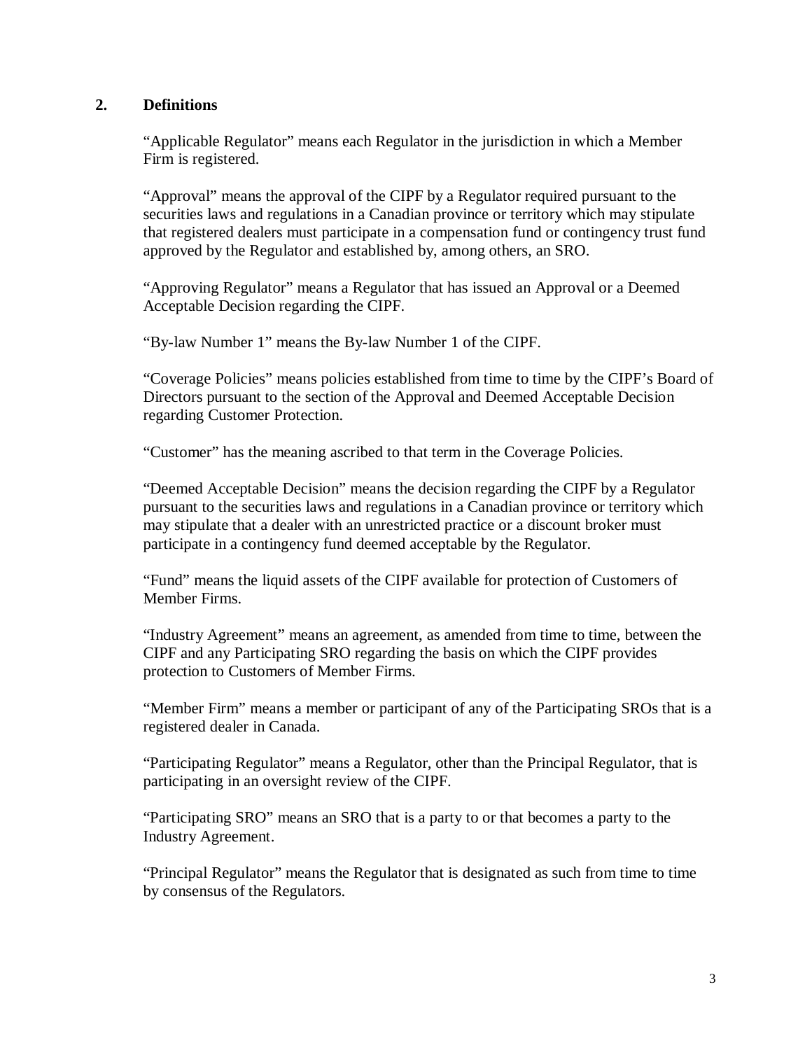## 2. Definitions

"Applicable Regulator" means each Regulator in the jurisdiction in which a Member Firm is registered.

"Approval" means the approval of the CIPF by a Regulator required pursuant to the securities laws and regulations in a Canadian province or territory which may stipulate that registered dealers must participate in a compensation fund or contingency trust fund approved by the Regulator and established by, among others, an SRO.

"Approving Regulator" means a Regulator that has issued an Approval or a Deemed Acceptable Decision regarding the CIPF.

"By-law Number 1" means the By-law Number 1 of the CIPF.

"Coverage Policies" means policies established from time to time by the CIPF's Board of Directors pursuant to the section of the Approval and Deemed Acceptable Decision regarding Customer Protection.

"Customer" has the meaning ascribed to that term in the Coverage Policies.

"Deemed Acceptable Decision" means the decision regarding the CIPF by a Regulator pursuant to the securities laws and regulations in a Canadian province or territory which may stipulate that a dealer with an unrestricted practice or a discount broker must participate in a contingency fund deemed acceptable by the Regulator.

"Fund" means the liquid assets of the CIPF available for protection of Customers of Member Firms.

"Industry Agreement" means an agreement, as amended from time to time, between the CIPF and any Participating SRO regarding the basis on which the CIPF provides protection to Customers of Member Firms.

"Member Firm" means a member or participant of any of the Participating SROs that is a registered dealer in Canada.

"Participating Regulator" means a Regulator, other than the Principal Regulator, that is participating in an oversight review of the CIPF.

"Participating SRO" means an SRO that is a party to or that becomes a party to the Industry Agreement.

"Principal Regulator" means the Regulator that is designated as such from time to time by consensus of the Regulators.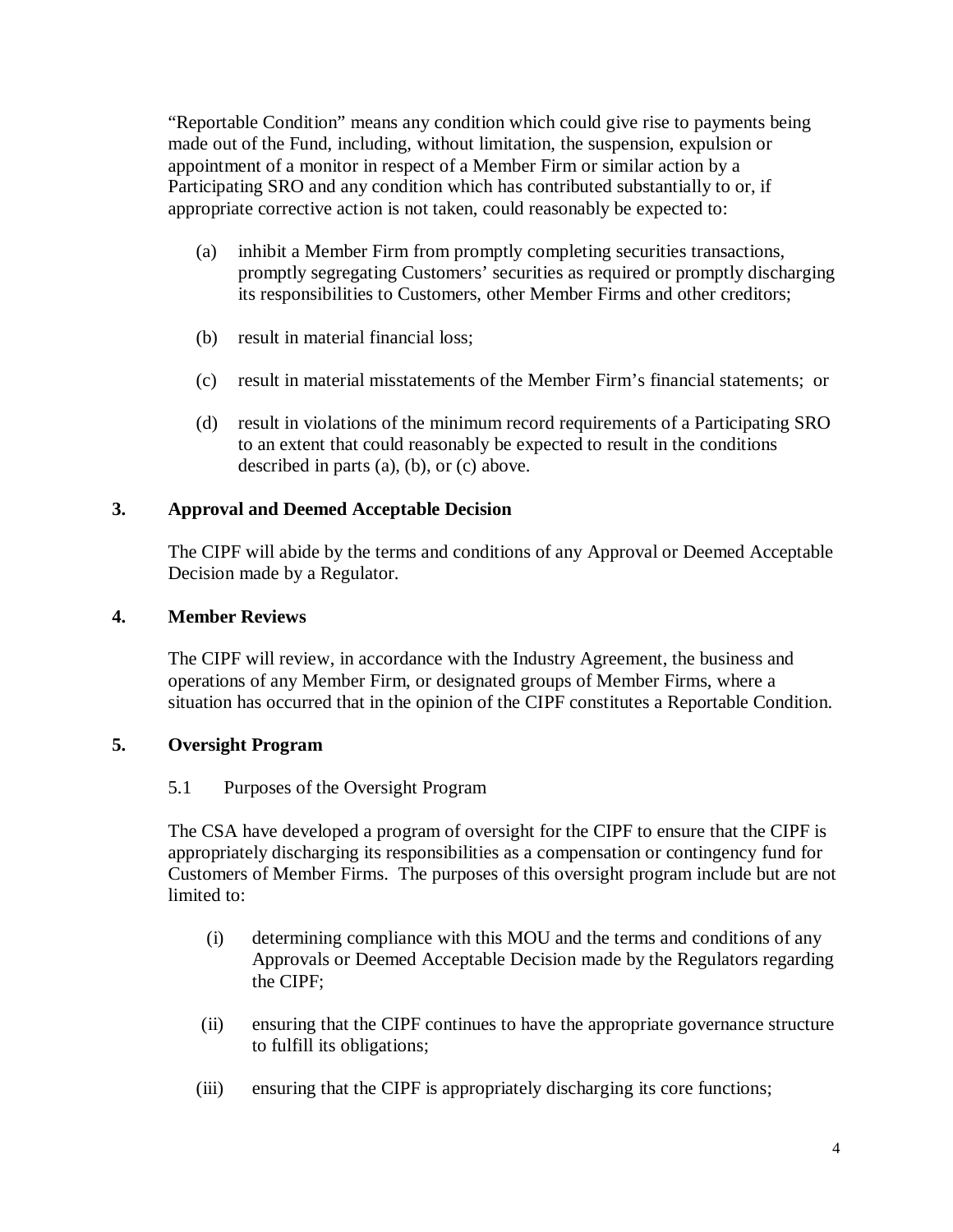"Reportable Condition" means any condition which could give rise to payments being made out of the Fund, including, without limitation, the suspension, expulsion or appointment of a monitor in respect of a Member Firm or similar action by a Participating SRO and any condition which has contributed substantially to or, if appropriate corrective action is not taken, could reasonably be expected to:

(a) inhibit a Member Firm from promptly completing securities transactions, promptly segregating Customers' securities as required or promptly discharging its responsibilities to Customers, other Member Firms and other creditors;

(b) result in material financial loss;

(c) result in material misstatements of the Member Firm's financial statements; or

(d) result in violations of the minimum record requirements of a Participating SRO to an extent that could reasonably be expected to result in the conditions described in parts (a), (b), or (c) above.

## 3. Approval and Deemed Acceptable Decision

The CIPF will abide by the terms and conditions of any Approval or Deemed Acceptable Decision made by a Regulator.

## 4. Member Reviews

The CIPF will review, in accordance with the Industry Agreement, the business and operations of any Member Firm, or designated groups of Member Firms, where a situation has occurred that in the opinion of the CIPF constitutes a Reportable Condition.

## 5. Oversight Program

### 5.1 Purposes of the Oversight Program

The CSA have developed a program of oversight for the CIPF to ensure that the CIPF is appropriately discharging its responsibilities as a compensation or contingency fund for Customers of Member Firms. The purposes of this oversight program include but are not limited to:

(i) determining compliance with this MOU and the terms and conditions of any Approvals or Deemed Acceptable Decision made by the Regulators regarding the CIPF;

(ii) ensuring that the CIPF continues to have the appropriate governance structure to fulfill its obligations;

(iii) ensuring that the CIPF is appropriately discharging its core functions;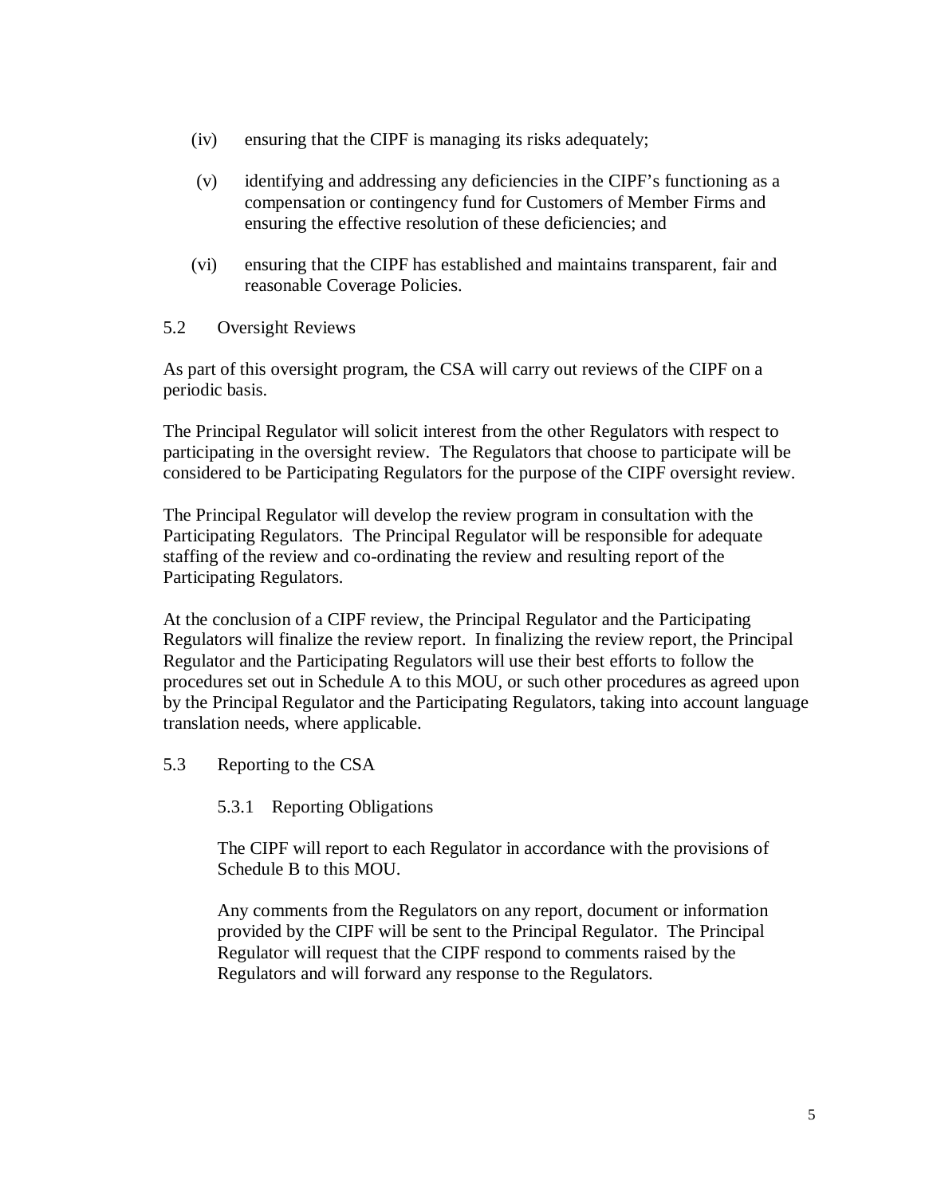(iv) ensuring that the CIPF is managing its risks adequately;

(v) identifying and addressing any deficiencies in the CIPF's functioning as a compensation or contingency fund for Customers of Member Firms and ensuring the effective resolution of these deficiencies; and

(vi) ensuring that the CIPF has established and maintains transparent, fair and reasonable Coverage Policies.

5.2 Oversight Reviews

As part of this oversight program, the CSA will carry out reviews of the CIPF on a periodic basis.

The Principal Regulator will solicit interest from the other Regulators with respect to participating in the oversight review. The Regulators that choose to participate will be considered to be Participating Regulators for the purpose of the CIPF oversight review.

The Principal Regulator will develop the review program in consultation with the Participating Regulators. The Principal Regulator will be responsible for adequate staffing of the review and co-ordinating the review and resulting report of the Participating Regulators.

At the conclusion of a CIPF review, the Principal Regulator and the Participating Regulators will finalize the review report. In finalizing the review report, the Principal Regulator and the Participating Regulators will use their best efforts to follow the procedures set out in Schedule A to this MOU, or such other procedures as agreed upon by the Principal Regulator and the Participating Regulators, taking into account language translation needs, where applicable.

5.3 Reporting to the CSA

5.3.1 Reporting Obligations

The CIPF will report to each Regulator in accordance with the provisions of Schedule B to this MOU.

Any comments from the Regulators on any report, document or information provided by the CIPF will be sent to the Principal Regulator. The Principal Regulator will request that the CIPF respond to comments raised by the Regulators and will forward any response to the Regulators.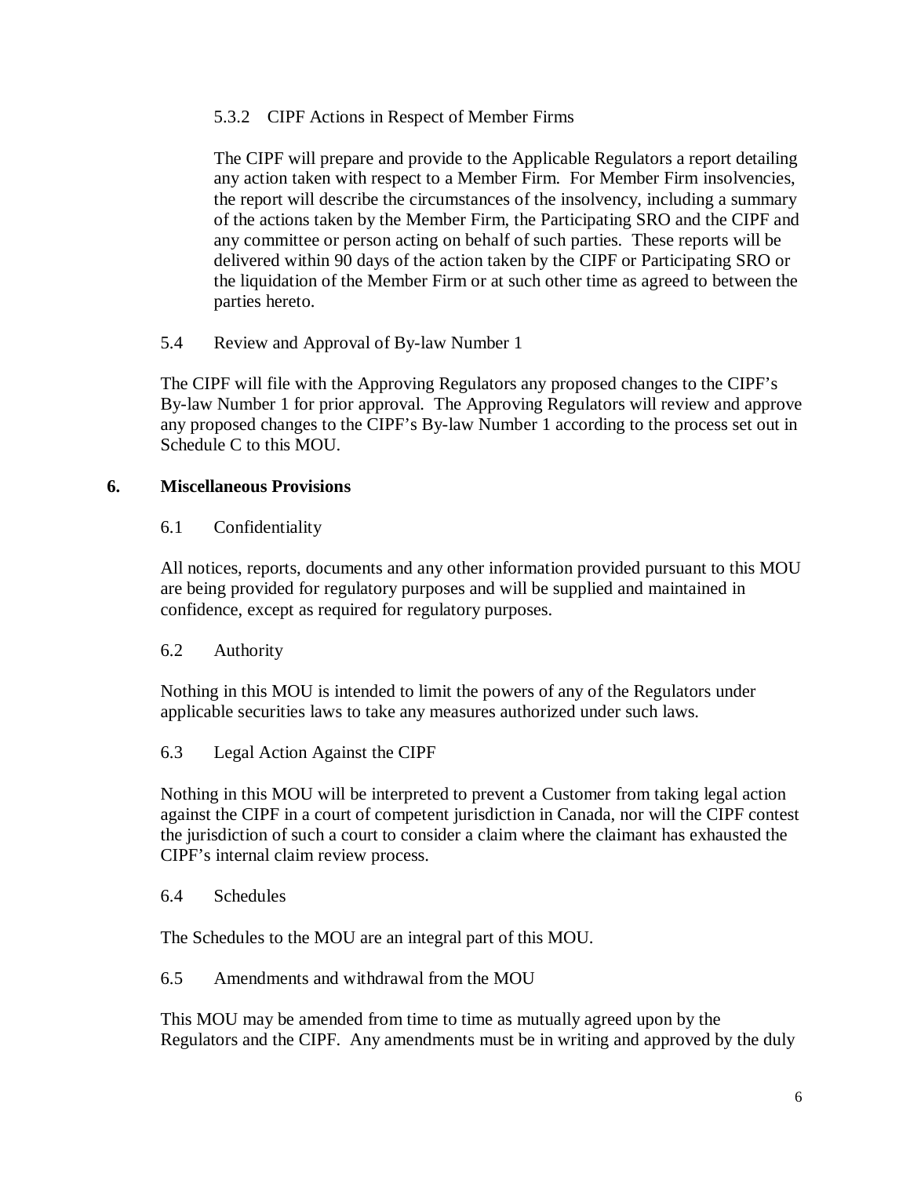#### 5.3.2 CIPF Actions in Respect of Member Firms

The CIPF will prepare and provide to the Applicable Regulators a report detailing any action taken with respect to a Member Firm. For Member Firm insolvencies, the report will describe the circumstances of the insolvency, including a summary of the actions taken by the Member Firm, the Participating SRO and the CIPF and any committee or person acting on behalf of such parties. These reports will be delivered within 90 days of the action taken by the CIPF or Participating SRO or the liquidation of the Member Firm or at such other time as agreed to between the parties hereto.

### 5.4 Review and Approval of By-law Number 1

The CIPF will file with the Approving Regulators any proposed changes to the CIPF's By-law Number 1 for prior approval. The Approving Regulators will review and approve any proposed changes to the CIPF's By-law Number 1 according to the process set out in Schedule C to this MOU.

## 6. Miscellaneous Provisions

### 6.1 Confidentiality

All notices, reports, documents and any other information provided pursuant to this MOU are being provided for regulatory purposes and will be supplied and maintained in confidence, except as required for regulatory purposes.

### 6.2 Authority

Nothing in this MOU is intended to limit the powers of any of the Regulators under applicable securities laws to take any measures authorized under such laws.

### 6.3 Legal Action Against the CIPF

Nothing in this MOU will be interpreted to prevent a Customer from taking legal action against the CIPF in a court of competent jurisdiction in Canada, nor will the CIPF contest the jurisdiction of such a court to consider a claim where the claimant has exhausted the CIPF's internal claim review process.

### 6.4 Schedules

The Schedules to the MOU are an integral part of this MOU.

### 6.5 Amendments and withdrawal from the MOU

This MOU may be amended from time to time as mutually agreed upon by the Regulators and the CIPF. Any amendments must be in writing and approved by the duly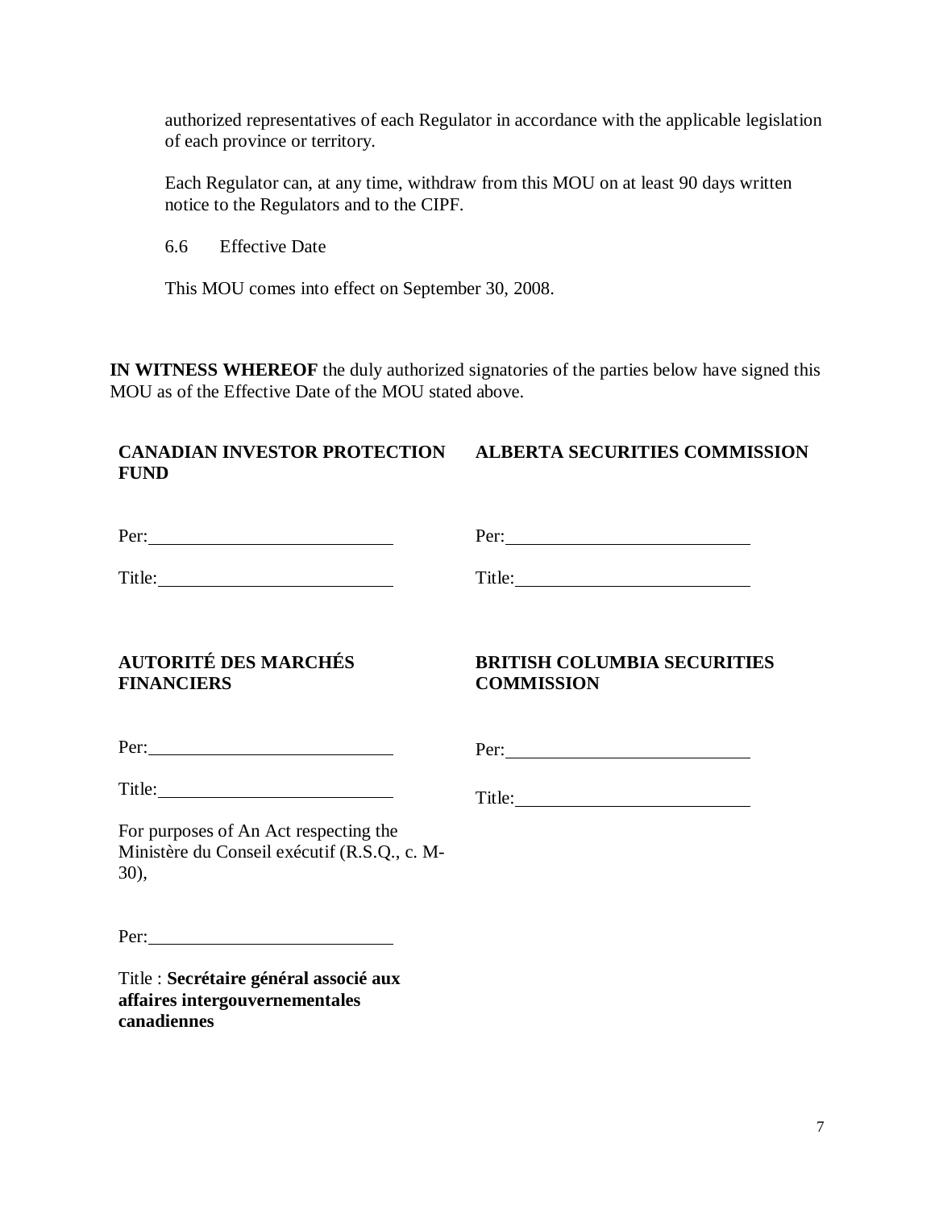authorized representatives of each Regulator in accordance with the applicable legislation of each province or territory.

Each Regulator can, at any time, withdraw from this MOU on at least 90 days written notice to the Regulators and to the CIPF.

6.6 Effective Date

This MOU comes into effect on September 30, 2008.

**IN WITNESS WHEREOF** the duly authorized signatories of the parties below have signed this MOU as of the Effective Date of the MOU stated above.

**CANADIAN INVESTOR PROTECTION FUND**

Per: ____________________________

Title: ____________________________

**ALBERTA SECURITIES COMMISSION**

Per: ____________________________

Title: ____________________________

**AUTORITÉ DES MARCHÉS FINANCIERS**

Per: ____________________________

Title: ____________________________

For purposes of An Act respecting the Ministère du Conseil exécutif (R.S.Q., c. M-30),

Per: ____________________________

Title : **Secrétaire général associé aux affaires intergouvernementales canadiennes**

**BRITISH COLUMBIA SECURITIES COMMISSION**

Per: ____________________________

Title: ____________________________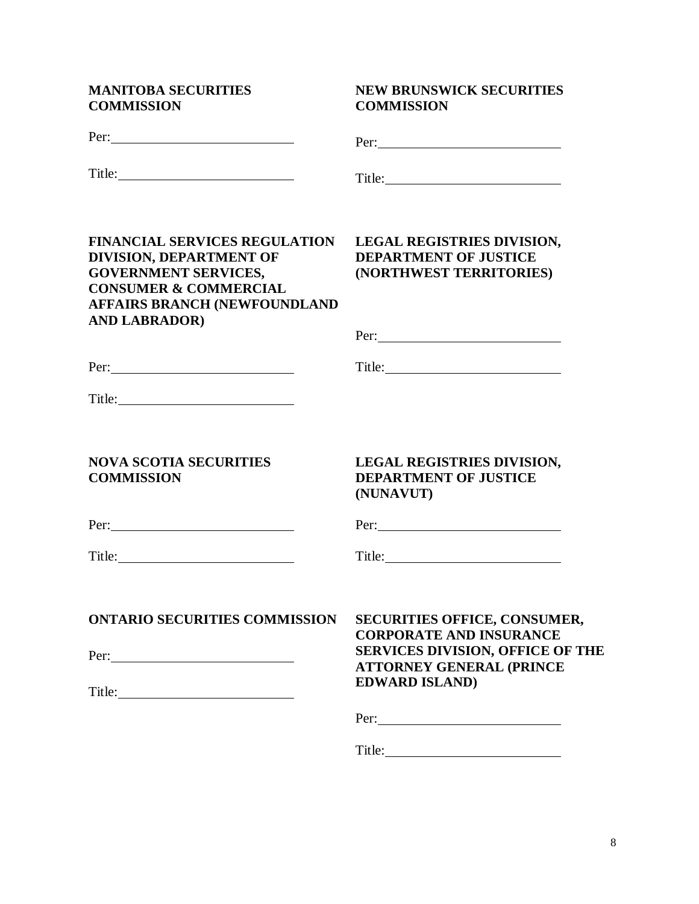**MANITOBA SECURITIES COMMISSION**

Per: \_\_\_\_\_\_\_\_\_\_\_\_\_\_\_\_\_\_\_\_\_\_\_\_\_\_

Title: \_\_\_\_\_\_\_\_\_\_\_\_\_\_\_\_\_\_\_\_\_\_\_\_\_\_

**NEW BRUNSWICK SECURITIES COMMISSION**

Per: \_\_\_\_\_\_\_\_\_\_\_\_\_\_\_\_\_\_\_\_\_\_\_\_\_\_

Title: \_\_\_\_\_\_\_\_\_\_\_\_\_\_\_\_\_\_\_\_\_\_\_\_\_\_

**FINANCIAL SERVICES REGULATION DIVISION, DEPARTMENT OF GOVERNMENT SERVICES, CONSUMER & COMMERCIAL AFFAIRS BRANCH (NEWFOUNDLAND AND LABRADOR)**

Per: \_\_\_\_\_\_\_\_\_\_\_\_\_\_\_\_\_\_\_\_\_\_\_\_\_\_

Title: \_\_\_\_\_\_\_\_\_\_\_\_\_\_\_\_\_\_\_\_\_\_\_\_\_\_

**LEGAL REGISTRIES DIVISION, DEPARTMENT OF JUSTICE (NORTHWEST TERRITORIES)**

Per: \_\_\_\_\_\_\_\_\_\_\_\_\_\_\_\_\_\_\_\_\_\_\_\_\_\_

Title: \_\_\_\_\_\_\_\_\_\_\_\_\_\_\_\_\_\_\_\_\_\_\_\_\_\_

**NOVA SCOTIA SECURITIES COMMISSION**

Per: \_\_\_\_\_\_\_\_\_\_\_\_\_\_\_\_\_\_\_\_\_\_\_\_\_\_

Title: \_\_\_\_\_\_\_\_\_\_\_\_\_\_\_\_\_\_\_\_\_\_\_\_\_\_

**LEGAL REGISTRIES DIVISION, DEPARTMENT OF JUSTICE (NUNAVUT)**

Per: \_\_\_\_\_\_\_\_\_\_\_\_\_\_\_\_\_\_\_\_\_\_\_\_\_\_

Title: \_\_\_\_\_\_\_\_\_\_\_\_\_\_\_\_\_\_\_\_\_\_\_\_\_\_

**ONTARIO SECURITIES COMMISSION**

Per: \_\_\_\_\_\_\_\_\_\_\_\_\_\_\_\_\_\_\_\_\_\_\_\_\_\_

Title: \_\_\_\_\_\_\_\_\_\_\_\_\_\_\_\_\_\_\_\_\_\_\_\_\_\_

**SECURITIES OFFICE, CONSUMER, CORPORATE AND INSURANCE SERVICES DIVISION, OFFICE OF THE ATTORNEY GENERAL (PRINCE EDWARD ISLAND)**

Per: \_\_\_\_\_\_\_\_\_\_\_\_\_\_\_\_\_\_\_\_\_\_\_\_\_\_

Title: \_\_\_\_\_\_\_\_\_\_\_\_\_\_\_\_\_\_\_\_\_\_\_\_\_\_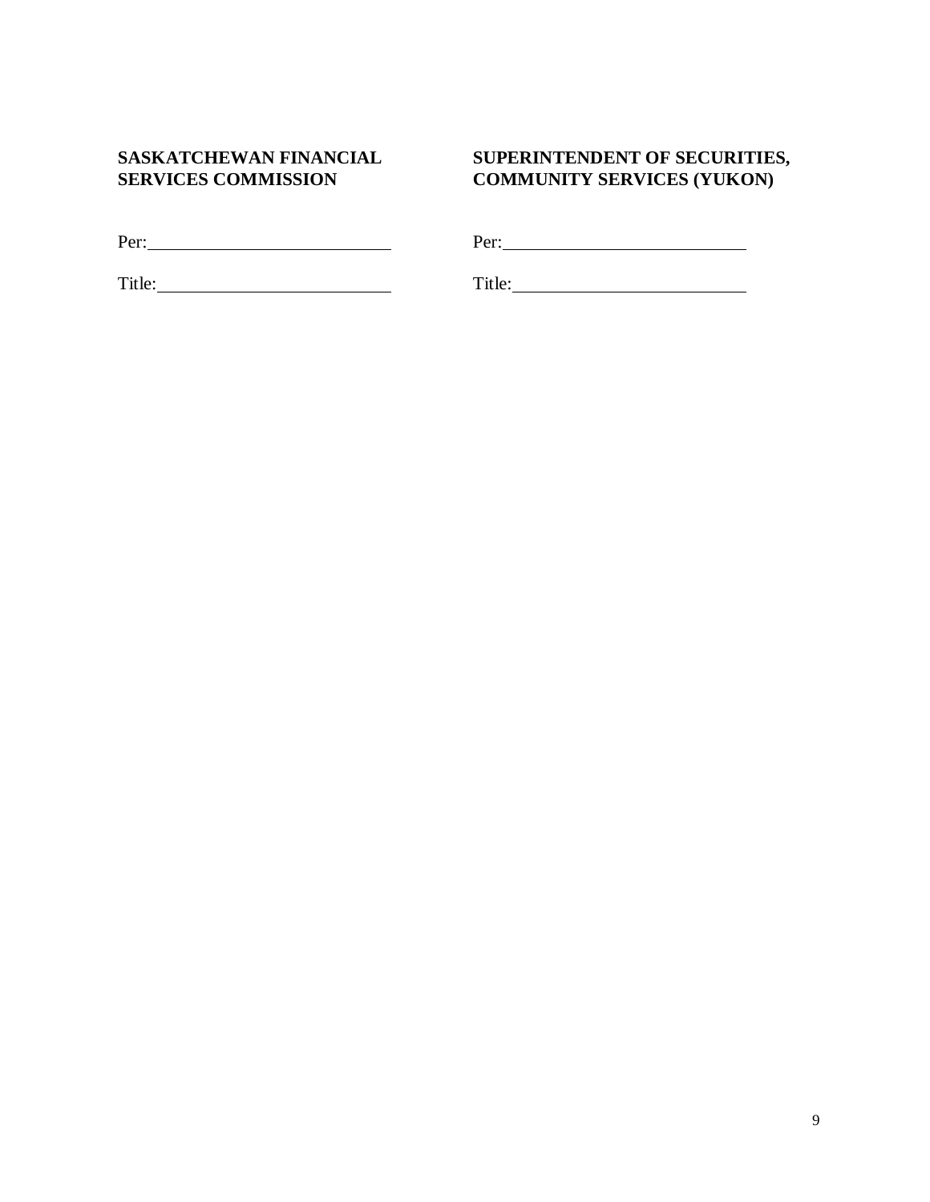**SASKATCHEWAN FINANCIAL SERVICES COMMISSION**

Per: ____________________________

Title: ____________________________

**SUPERINTENDENT OF SECURITIES, COMMUNITY SERVICES (YUKON)**

Per: ____________________________

Title: ____________________________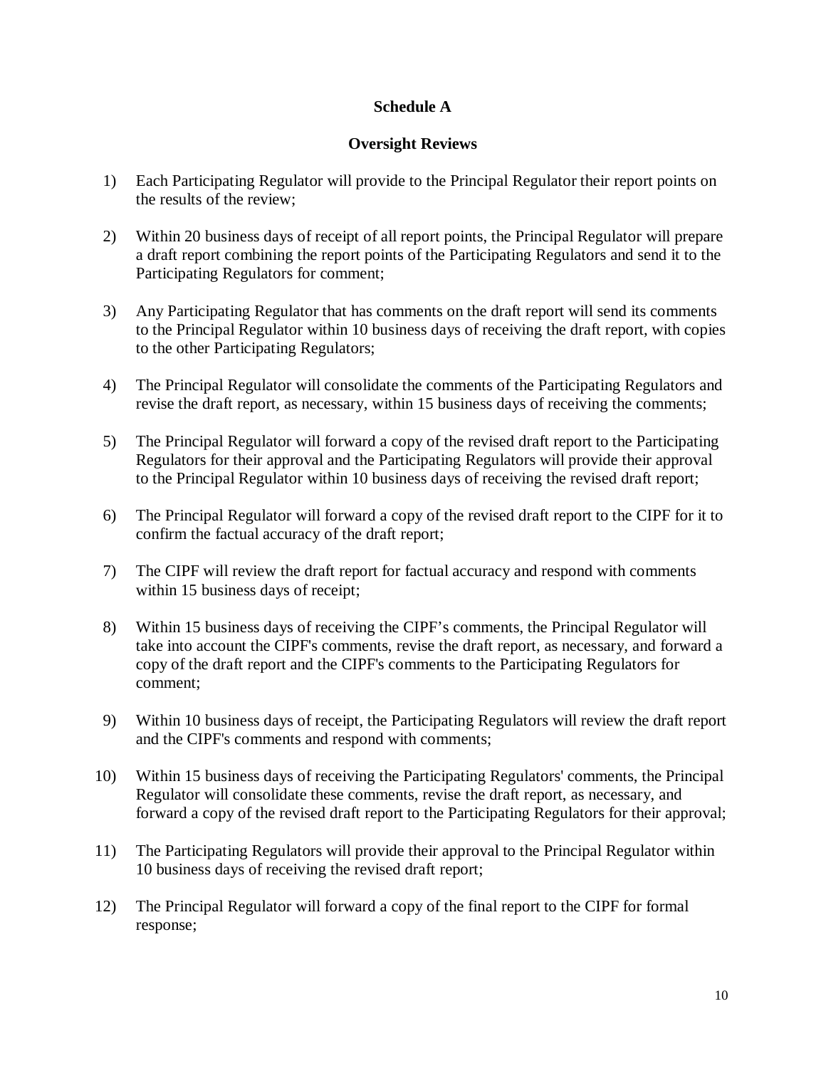**Schedule A**

**Oversight Reviews**

1) Each Participating Regulator will provide to the Principal Regulator their report points on the results of the review;

2) Within 20 business days of receipt of all report points, the Principal Regulator will prepare a draft report combining the report points of the Participating Regulators and send it to the Participating Regulators for comment;

3) Any Participating Regulator that has comments on the draft report will send its comments to the Principal Regulator within 10 business days of receiving the draft report, with copies to the other Participating Regulators;

4) The Principal Regulator will consolidate the comments of the Participating Regulators and revise the draft report, as necessary, within 15 business days of receiving the comments;

5) The Principal Regulator will forward a copy of the revised draft report to the Participating Regulators for their approval and the Participating Regulators will provide their approval to the Principal Regulator within 10 business days of receiving the revised draft report;

6) The Principal Regulator will forward a copy of the revised draft report to the CIPF for it to confirm the factual accuracy of the draft report;

7) The CIPF will review the draft report for factual accuracy and respond with comments within 15 business days of receipt;

8) Within 15 business days of receiving the CIPF's comments, the Principal Regulator will take into account the CIPF's comments, revise the draft report, as necessary, and forward a copy of the draft report and the CIPF's comments to the Participating Regulators for comment;

9) Within 10 business days of receipt, the Participating Regulators will review the draft report and the CIPF's comments and respond with comments;

10) Within 15 business days of receiving the Participating Regulators' comments, the Principal Regulator will consolidate these comments, revise the draft report, as necessary, and forward a copy of the revised draft report to the Participating Regulators for their approval;

11) The Participating Regulators will provide their approval to the Principal Regulator within 10 business days of receiving the revised draft report;

12) The Principal Regulator will forward a copy of the final report to the CIPF for formal response;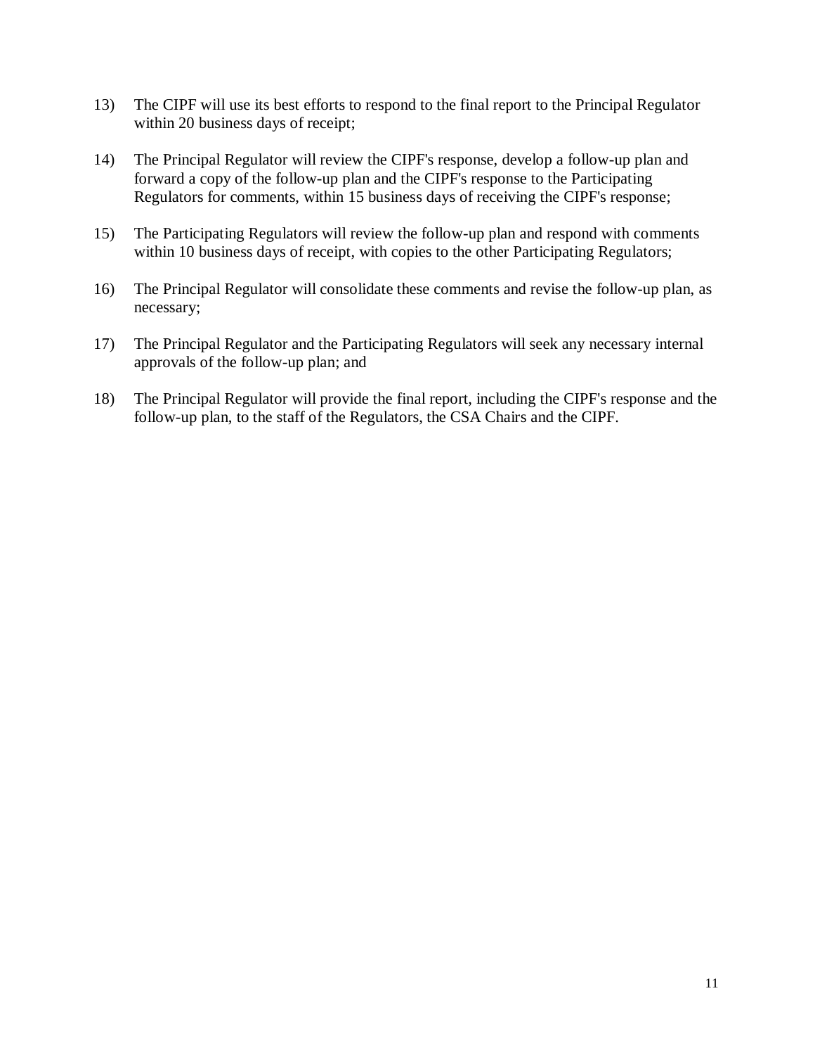13) The CIPF will use its best efforts to respond to the final report to the Principal Regulator within 20 business days of receipt;

14) The Principal Regulator will review the CIPF's response, develop a follow-up plan and forward a copy of the follow-up plan and the CIPF's response to the Participating Regulators for comments, within 15 business days of receiving the CIPF's response;

15) The Participating Regulators will review the follow-up plan and respond with comments within 10 business days of receipt, with copies to the other Participating Regulators;

16) The Principal Regulator will consolidate these comments and revise the follow-up plan, as necessary;

17) The Principal Regulator and the Participating Regulators will seek any necessary internal approvals of the follow-up plan; and

18) The Principal Regulator will provide the final report, including the CIPF's response and the follow-up plan, to the staff of the Regulators, the CSA Chairs and the CIPF.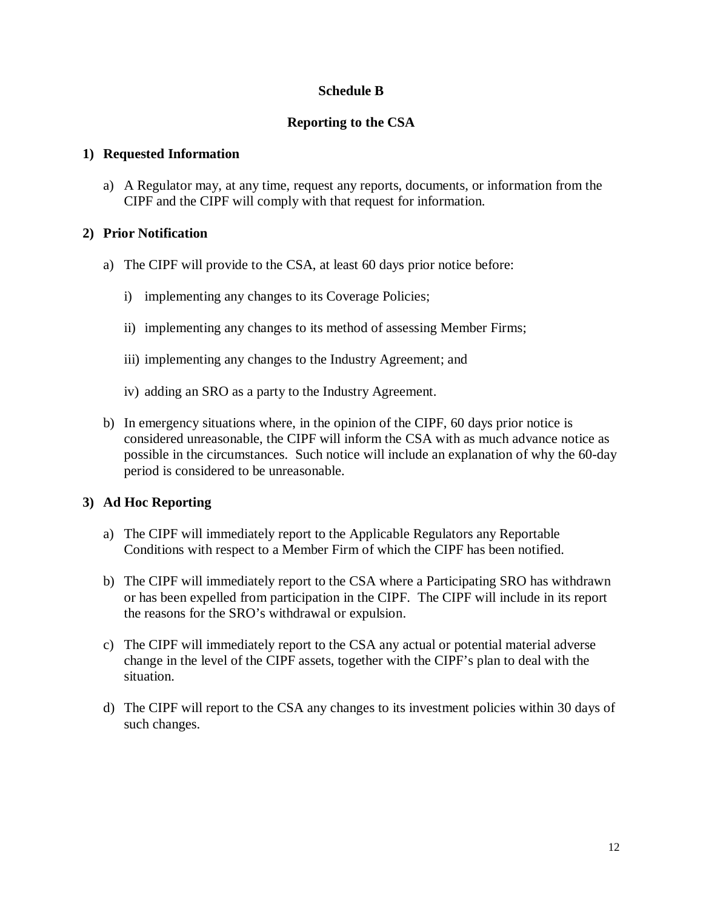# Schedule B

## Reporting to the CSA

### 1) Requested Information

a) A Regulator may, at any time, request any reports, documents, or information from the CIPF and the CIPF will comply with that request for information.

### 2) Prior Notification

a) The CIPF will provide to the CSA, at least 60 days prior notice before:

   i) implementing any changes to its Coverage Policies;

   ii) implementing any changes to its method of assessing Member Firms;

   iii) implementing any changes to the Industry Agreement; and

   iv) adding an SRO as a party to the Industry Agreement.

b) In emergency situations where, in the opinion of the CIPF, 60 days prior notice is considered unreasonable, the CIPF will inform the CSA with as much advance notice as possible in the circumstances. Such notice will include an explanation of why the 60-day period is considered to be unreasonable.

### 3) Ad Hoc Reporting

a) The CIPF will immediately report to the Applicable Regulators any Reportable Conditions with respect to a Member Firm of which the CIPF has been notified.

b) The CIPF will immediately report to the CSA where a Participating SRO has withdrawn or has been expelled from participation in the CIPF. The CIPF will include in its report the reasons for the SRO's withdrawal or expulsion.

c) The CIPF will immediately report to the CSA any actual or potential material adverse change in the level of the CIPF assets, together with the CIPF's plan to deal with the situation.

d) The CIPF will report to the CSA any changes to its investment policies within 30 days of such changes.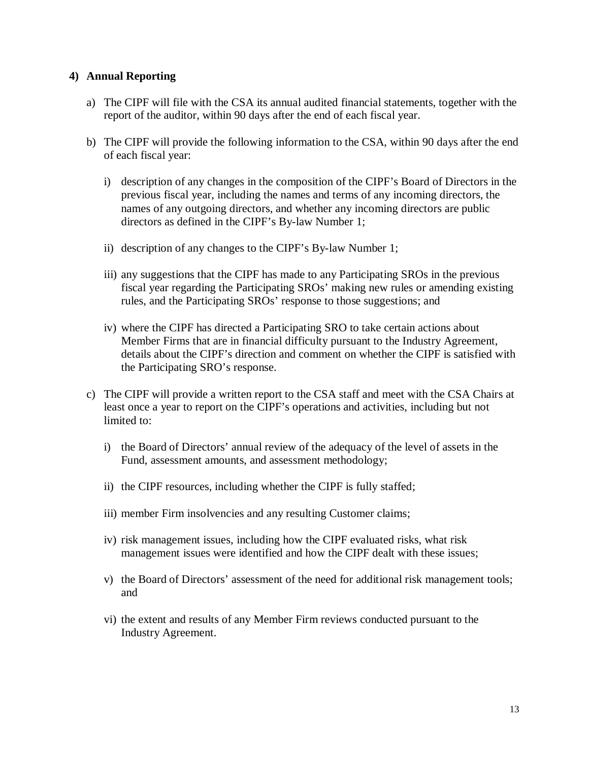### 4) Annual Reporting

a) The CIPF will file with the CSA its annual audited financial statements, together with the report of the auditor, within 90 days after the end of each fiscal year.

b) The CIPF will provide the following information to the CSA, within 90 days after the end of each fiscal year:

   i) description of any changes in the composition of the CIPF's Board of Directors in the previous fiscal year, including the names and terms of any incoming directors, the names of any outgoing directors, and whether any incoming directors are public directors as defined in the CIPF's By-law Number 1;

   ii) description of any changes to the CIPF's By-law Number 1;

   iii) any suggestions that the CIPF has made to any Participating SROs in the previous fiscal year regarding the Participating SROs' making new rules or amending existing rules, and the Participating SROs' response to those suggestions; and

   iv) where the CIPF has directed a Participating SRO to take certain actions about Member Firms that are in financial difficulty pursuant to the Industry Agreement, details about the CIPF's direction and comment on whether the CIPF is satisfied with the Participating SRO's response.

c) The CIPF will provide a written report to the CSA staff and meet with the CSA Chairs at least once a year to report on the CIPF's operations and activities, including but not limited to:

   i) the Board of Directors' annual review of the adequacy of the level of assets in the Fund, assessment amounts, and assessment methodology;

   ii) the CIPF resources, including whether the CIPF is fully staffed;

   iii) member Firm insolvencies and any resulting Customer claims;

   iv) risk management issues, including how the CIPF evaluated risks, what risk management issues were identified and how the CIPF dealt with these issues;

   v) the Board of Directors' assessment of the need for additional risk management tools; and

   vi) the extent and results of any Member Firm reviews conducted pursuant to the Industry Agreement.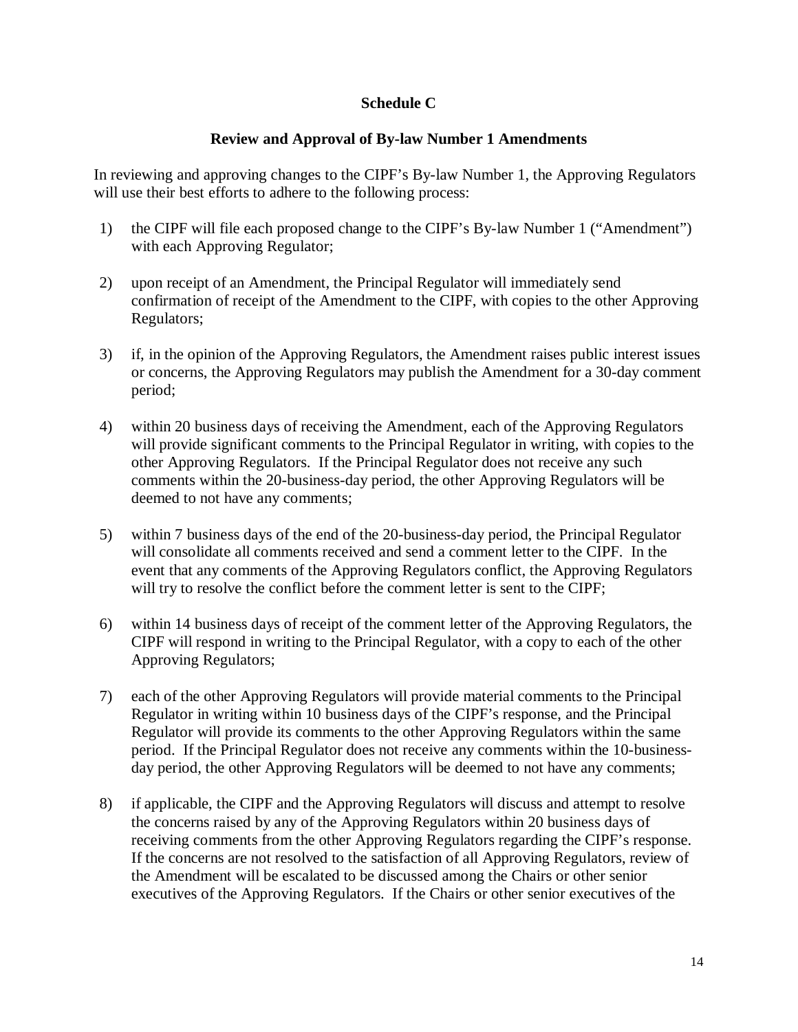# Schedule C

## Review and Approval of By-law Number 1 Amendments

In reviewing and approving changes to the CIPF's By-law Number 1, the Approving Regulators will use their best efforts to adhere to the following process:

1) the CIPF will file each proposed change to the CIPF's By-law Number 1 ("Amendment") with each Approving Regulator;

2) upon receipt of an Amendment, the Principal Regulator will immediately send confirmation of receipt of the Amendment to the CIPF, with copies to the other Approving Regulators;

3) if, in the opinion of the Approving Regulators, the Amendment raises public interest issues or concerns, the Approving Regulators may publish the Amendment for a 30-day comment period;

4) within 20 business days of receiving the Amendment, each of the Approving Regulators will provide significant comments to the Principal Regulator in writing, with copies to the other Approving Regulators. If the Principal Regulator does not receive any such comments within the 20-business-day period, the other Approving Regulators will be deemed to not have any comments;

5) within 7 business days of the end of the 20-business-day period, the Principal Regulator will consolidate all comments received and send a comment letter to the CIPF. In the event that any comments of the Approving Regulators conflict, the Approving Regulators will try to resolve the conflict before the comment letter is sent to the CIPF;

6) within 14 business days of receipt of the comment letter of the Approving Regulators, the CIPF will respond in writing to the Principal Regulator, with a copy to each of the other Approving Regulators;

7) each of the other Approving Regulators will provide material comments to the Principal Regulator in writing within 10 business days of the CIPF's response, and the Principal Regulator will provide its comments to the other Approving Regulators within the same period. If the Principal Regulator does not receive any comments within the 10-business-day period, the other Approving Regulators will be deemed to not have any comments;

8) if applicable, the CIPF and the Approving Regulators will discuss and attempt to resolve the concerns raised by any of the Approving Regulators within 20 business days of receiving comments from the other Approving Regulators regarding the CIPF's response. If the concerns are not resolved to the satisfaction of all Approving Regulators, review of the Amendment will be escalated to be discussed among the Chairs or other senior executives of the Approving Regulators. If the Chairs or other senior executives of the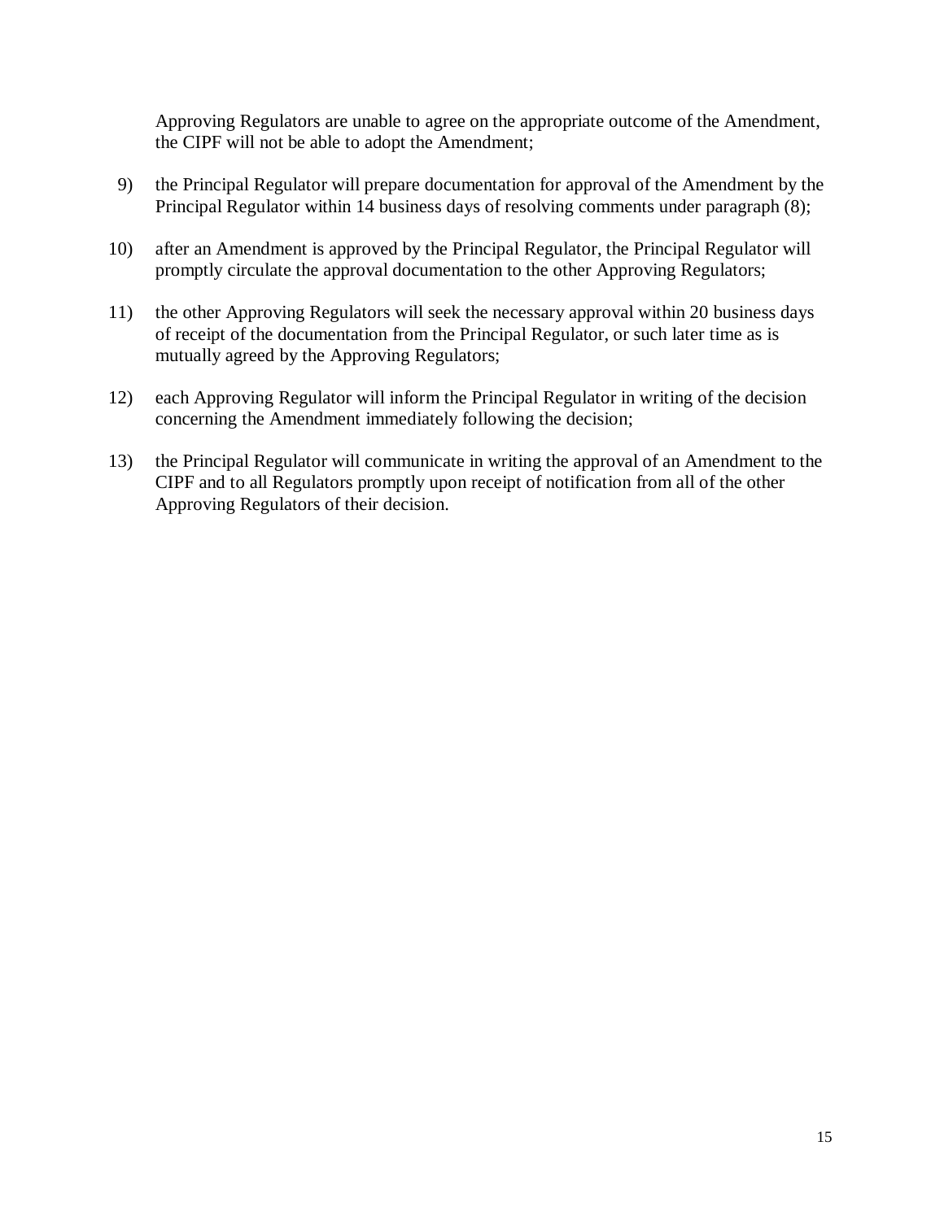Approving Regulators are unable to agree on the appropriate outcome of the Amendment, the CIPF will not be able to adopt the Amendment;

9) the Principal Regulator will prepare documentation for approval of the Amendment by the Principal Regulator within 14 business days of resolving comments under paragraph (8);

10) after an Amendment is approved by the Principal Regulator, the Principal Regulator will promptly circulate the approval documentation to the other Approving Regulators;

11) the other Approving Regulators will seek the necessary approval within 20 business days of receipt of the documentation from the Principal Regulator, or such later time as is mutually agreed by the Approving Regulators;

12) each Approving Regulator will inform the Principal Regulator in writing of the decision concerning the Amendment immediately following the decision;

13) the Principal Regulator will communicate in writing the approval of an Amendment to the CIPF and to all Regulators promptly upon receipt of notification from all of the other Approving Regulators of their decision.